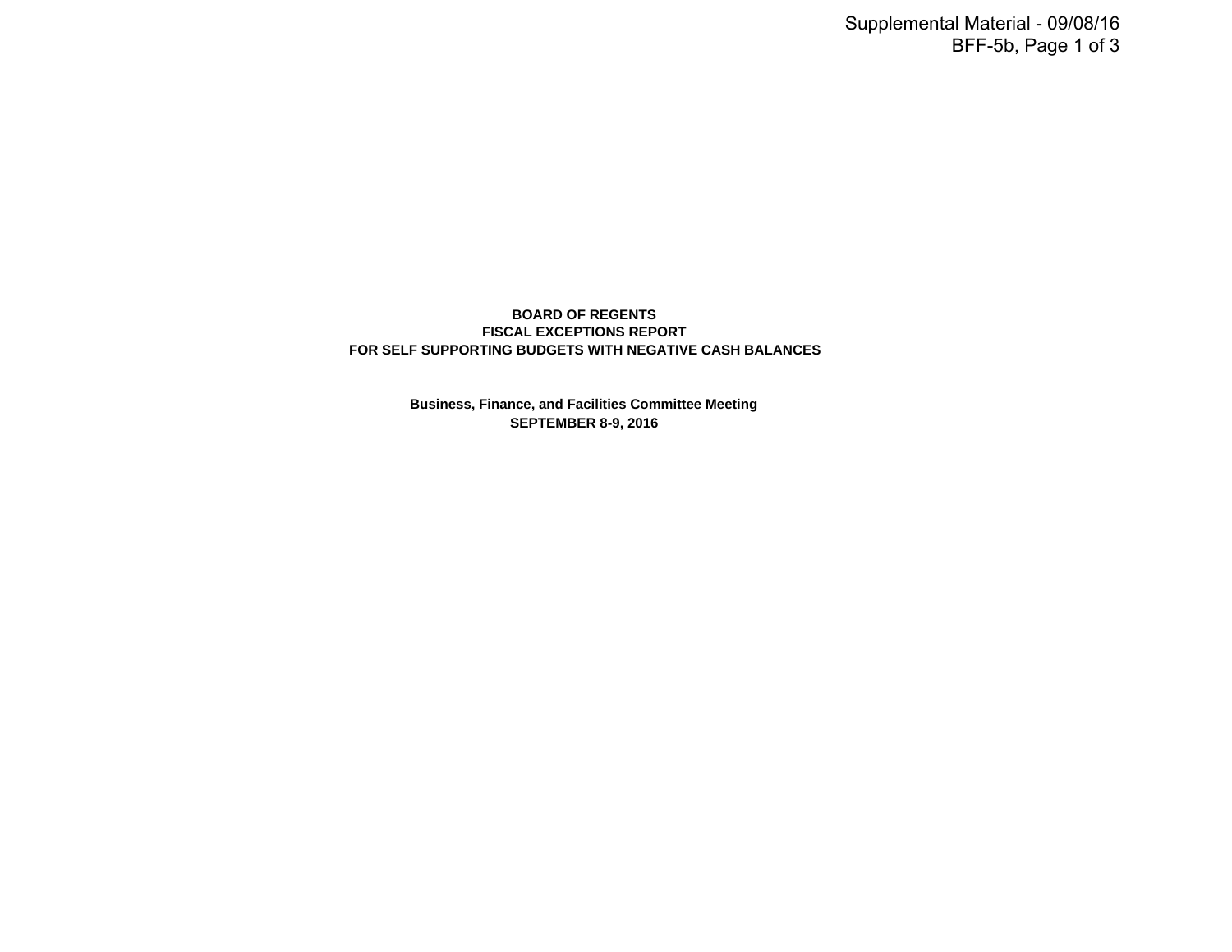Supplemental Material - 09/08/16
BFF-5b

# BOARD OF REGENTS
# FISCAL EXCEPTIONS REPORT
# FOR SELF SUPPORTING BUDGETS WITH NEGATIVE CASH BALANCES

**Business, Finance, and Facilities Committee Meeting**
**SEPTEMBER 8-9, 2016**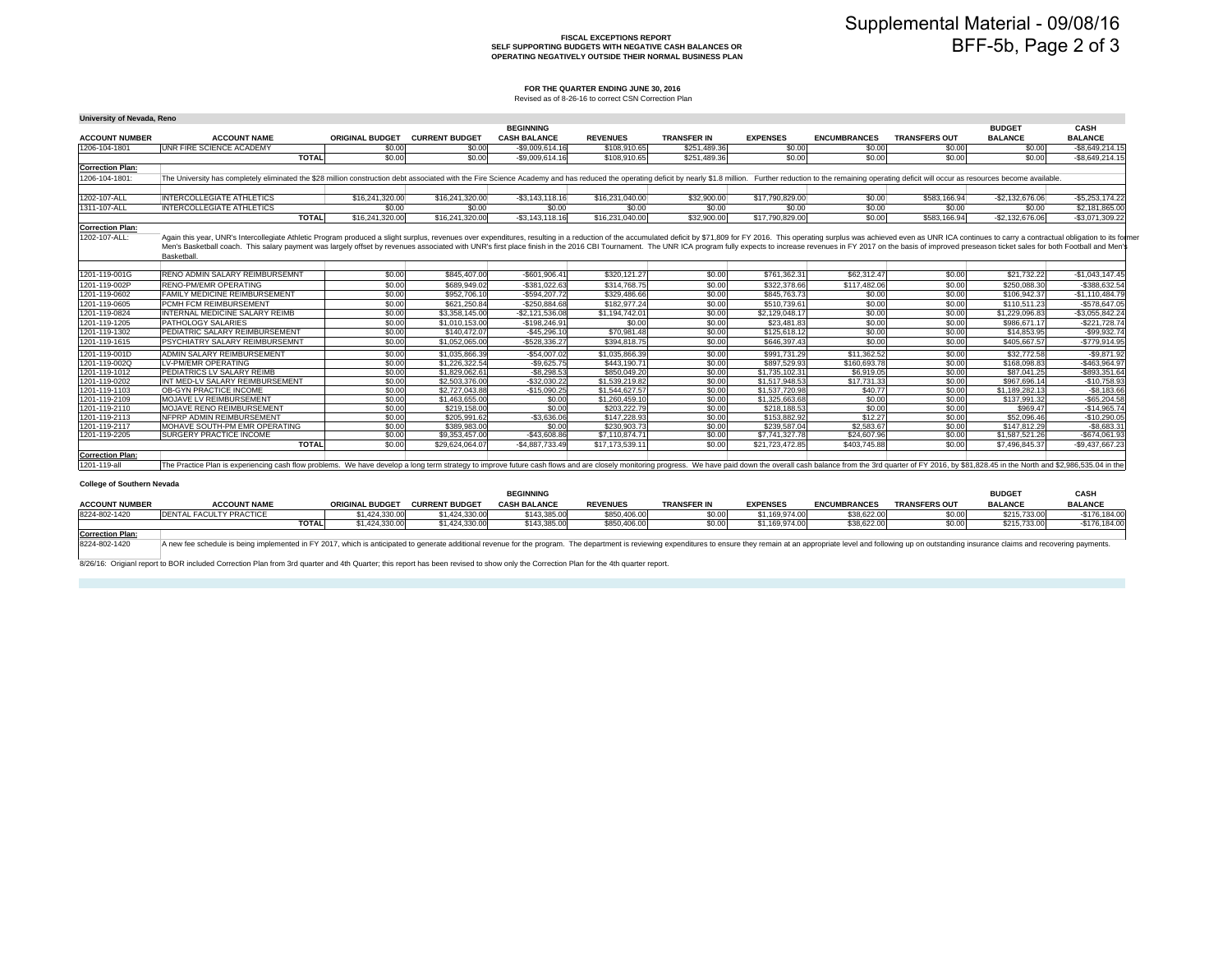Supplemental Material - 09/08/16
BFF-5b, Page 2 of 3

**FISCAL EXCEPTIONS REPORT**
**SELF SUPPORTING BUDGETS WITH NEGATIVE CASH BALANCES OR OPERATING NEGATIVELY OUTSIDE THEIR NORMAL BUSINESS PLAN**

**FOR THE QUARTER ENDING JUNE 30, 2016**
Revised as of 8-26-16 to correct CSN Correction Plan

## University of Nevada, Reno

| ACCOUNT NUMBER | ACCOUNT NAME | ORIGINAL BUDGET | CURRENT BUDGET | BEGINNING CASH BALANCE | REVENUES | TRANSFER IN | EXPENSES | ENCUMBRANCES | TRANSFERS OUT | BUDGET BALANCE | CASH BALANCE |
|---|---|---|---|---|---|---|---|---|---|---|---|
| 1206-104-1801 | UNR FIRE SCIENCE ACADEMY | $0.00 | $0.00 | -$9,009,614.16 | $108,910.65 | $251,489.36 | $0.00 | $0.00 | $0.00 | $0.00 | -$8,649,214.15 |
| | TOTAL | $0.00 | $0.00 | -$9,009,614.16 | $108,910.65 | $251,489.36 | $0.00 | $0.00 | $0.00 | $0.00 | -$8,649,214.15 |

**Correction Plan:**

1206-104-1801: The University has completely eliminated the $28 million construction debt associated with the Fire Science Academy and has reduced the operating deficit by nearly $1.8 million. Further reduction to the remaining operating deficit will occur as resources become available.

| ACCOUNT NUMBER | ACCOUNT NAME | ORIGINAL BUDGET | CURRENT BUDGET | BEGINNING CASH BALANCE | REVENUES | TRANSFER IN | EXPENSES | ENCUMBRANCES | TRANSFERS OUT | BUDGET BALANCE | CASH BALANCE |
|---|---|---|---|---|---|---|---|---|---|---|---|
| 1202-107-ALL | INTERCOLLEGIATE ATHLETICS | $16,241,320.00 | $16,241,320.00 | -$3,143,118.16 | $16,231,040.00 | $32,900.00 | $17,790,829.00 | $0.00 | $583,166.94 | -$2,132,676.06 | -$5,253,174.22 |
| 1311-107-ALL | INTERCOLLEGIATE ATHLETICS | $0.00 | $0.00 | $0.00 | $0.00 | $0.00 | $0.00 | $0.00 | $0.00 | $0.00 | $2,181,865.00 |
| | TOTAL | $16,241,320.00 | $16,241,320.00 | -$3,143,118.16 | $16,231,040.00 | $32,900.00 | $17,790,829.00 | $0.00 | $583,166.94 | -$2,132,676.06 | -$3,071,309.22 |

**Correction Plan:**

1202-107-ALL: Again this year, UNR's Intercollegiate Athletic Program produced a slight surplus, revenues over expenditures, resulting in a reduction of the accumulated deficit by $71,809 for FY 2016. This operating surplus was achieved even as UNR ICA continues to carry a contractual obligation to its former Men's Basketball coach. This salary payment was largely offset by revenues associated with UNR's first place finish in the 2016 CBI Tournament. The UNR ICA program fully expects to increase revenues in FY 2017 on the basis of improved preseason ticket sales for both Football and Men's Basketball.

| ACCOUNT NUMBER | ACCOUNT NAME | ORIGINAL BUDGET | CURRENT BUDGET | BEGINNING CASH BALANCE | REVENUES | TRANSFER IN | EXPENSES | ENCUMBRANCES | TRANSFERS OUT | BUDGET BALANCE | CASH BALANCE |
|---|---|---|---|---|---|---|---|---|---|---|---|
| 1201-119-001G | RENO ADMIN SALARY REIMBURSEMNT | $0.00 | $845,407.00 | -$601,906.41 | $320,121.27 | $0.00 | $761,362.31 | $62,312.47 | $0.00 | $21,732.22 | -$1,043,147.45 |
| 1201-119-002P | RENO-PM/EMR OPERATING | $0.00 | $689,949.02 | -$381,022.63 | $314,768.75 | $0.00 | $322,378.66 | $117,482.06 | $0.00 | $250,088.30 | -$388,632.54 |
| 1201-119-0602 | FAMILY MEDICINE REIMBURSEMENT | $0.00 | $952,706.10 | -$594,207.72 | $329,486.66 | $0.00 | $845,763.73 | $0.00 | $0.00 | $106,942.37 | -$1,110,484.79 |
| 1201-119-0605 | PCMH FCM REIMBURSEMENT | $0.00 | $621,250.84 | -$250,884.68 | $182,977.24 | $0.00 | $510,739.61 | $0.00 | $0.00 | $110,511.23 | -$578,647.05 |
| 1201-119-0824 | INTERNAL MEDICINE SALARY REIMB | $0.00 | $3,358,145.00 | -$2,121,536.08 | $1,194,742.01 | $0.00 | $2,129,048.17 | $0.00 | $0.00 | $1,229,096.83 | -$3,055,842.24 |
| 1201-119-1205 | PATHOLOGY SALARIES | $0.00 | $1,010,153.00 | -$198,246.91 | $0.00 | $0.00 | $23,481.83 | $0.00 | $0.00 | $986,671.17 | -$221,728.74 |
| 1201-119-1302 | PEDIATRIC SALARY REIMBURSEMENT | $0.00 | $140,472.07 | -$45,296.10 | $70,981.48 | $0.00 | $125,618.12 | $0.00 | $0.00 | $14,853.95 | -$99,932.74 |
| 1201-119-1615 | PSYCHIATRY SALARY REIMBURSEMNT | $0.00 | $1,052,065.00 | -$528,336.27 | $394,818.75 | $0.00 | $646,397.43 | $0.00 | $0.00 | $405,667.57 | -$779,914.95 |
| 1201-119-001D | ADMIN SALARY REIMBURSEMENT | $0.00 | $1,035,866.39 | -$54,007.02 | $1,035,866.39 | $0.00 | $991,731.29 | $11,362.52 | $0.00 | $32,772.58 | -$9,871.92 |
| 1201-119-002Q | LV-PM/EMR OPERATING | $0.00 | $1,226,322.54 | -$9,625.75 | $443,190.71 | $0.00 | $897,529.93 | $160,693.78 | $0.00 | $168,098.83 | -$463,964.97 |
| 1201-119-1012 | PEDIATRICS LV SALARY REIMB | $0.00 | $1,829,062.61 | -$8,298.53 | $850,049.20 | $0.00 | $1,735,102.31 | $6,919.05 | $0.00 | $87,041.25 | -$893,351.64 |
| 1201-119-0202 | INT MED-LV SALARY REIMBURSEMENT | $0.00 | $2,503,376.00 | -$32,030.22 | $1,539,219.82 | $0.00 | $1,517,948.53 | $17,731.33 | $0.00 | $967,696.14 | -$10,758.93 |
| 1201-119-1103 | OB-GYN PRACTICE INCOME | $0.00 | $2,727,043.88 | -$15,090.25 | $1,544,627.57 | $0.00 | $1,537,720.98 | $40.77 | $0.00 | $1,189,282.13 | -$8,183.66 |
| 1201-119-2109 | MOJAVE LV REIMBURSEMENT | $0.00 | $1,463,655.00 | $0.00 | $1,260,459.10 | $0.00 | $1,325,663.68 | $0.00 | $0.00 | $137,991.32 | -$65,204.58 |
| 1201-119-2110 | MOJAVE RENO REIMBURSEMENT | $0.00 | $219,158.00 | $0.00 | $203,222.79 | $0.00 | $218,188.53 | $0.00 | $0.00 | $969.47 | -$14,965.74 |
| 1201-119-2113 | NFPRP ADMIN REIMBURSEMENT | $0.00 | $205,991.62 | -$3,636.06 | $147,228.93 | $0.00 | $153,882.92 | $12.27 | $0.00 | $52,096.46 | -$10,290.05 |
| 1201-119-2117 | MOHAVE SOUTH-PM EMR OPERATING | $0.00 | $389,983.00 | $0.00 | $230,903.73 | $0.00 | $239,587.04 | $2,583.67 | $0.00 | $147,812.29 | -$8,683.31 |
| 1201-119-2205 | SURGERY PRACTICE INCOME | $0.00 | $9,353,457.00 | -$43,608.86 | $7,110,874.71 | $0.00 | $7,741,327.78 | $24,607.96 | $0.00 | $1,587,521.26 | -$674,061.93 |
| | TOTAL | $0.00 | $29,624,064.07 | -$4,887,733.49 | $17,173,539.11 | $0.00 | $21,723,472.85 | $403,745.88 | $0.00 | $7,496,845.37 | -$9,437,667.23 |

**Correction Plan:**

1201-119-all: The Practice Plan is experiencing cash flow problems. We have develop a long term strategy to improve future cash flows and are closely monitoring progress. We have paid down the overall cash balance from the 3rd quarter of FY 2016, by $81,828.45 in the North and $2,986,535.04 in the

## College of Southern Nevada

| ACCOUNT NUMBER | ACCOUNT NAME | ORIGINAL BUDGET | CURRENT BUDGET | BEGINNING CASH BALANCE | REVENUES | TRANSFER IN | EXPENSES | ENCUMBRANCES | TRANSFERS OUT | BUDGET BALANCE | CASH BALANCE |
|---|---|---|---|---|---|---|---|---|---|---|---|
| 8224-802-1420 | DENTAL FACULTY PRACTICE | $1,424,330.00 | $1,424,330.00 | $143,385.00 | $850,406.00 | $0.00 | $1,169,974.00 | $38,622.00 | $0.00 | $215,733.00 | -$176,184.00 |
| | TOTAL | $1,424,330.00 | $1,424,330.00 | $143,385.00 | $850,406.00 | $0.00 | $1,169,974.00 | $38,622.00 | $0.00 | $215,733.00 | -$176,184.00 |

**Correction Plan:**

8224-802-1420: A new fee schedule is being implemented in FY 2017, which is anticipated to generate additional revenue for the program. The department is reviewing expenditures to ensure they remain at an appropriate level and following up on outstanding insurance claims and recovering payments.

8/26/16: Origianl report to BOR included Correction Plan from 3rd quarter and 4th Quarter; this report has been revised to show only the Correction Plan for the 4th quarter report.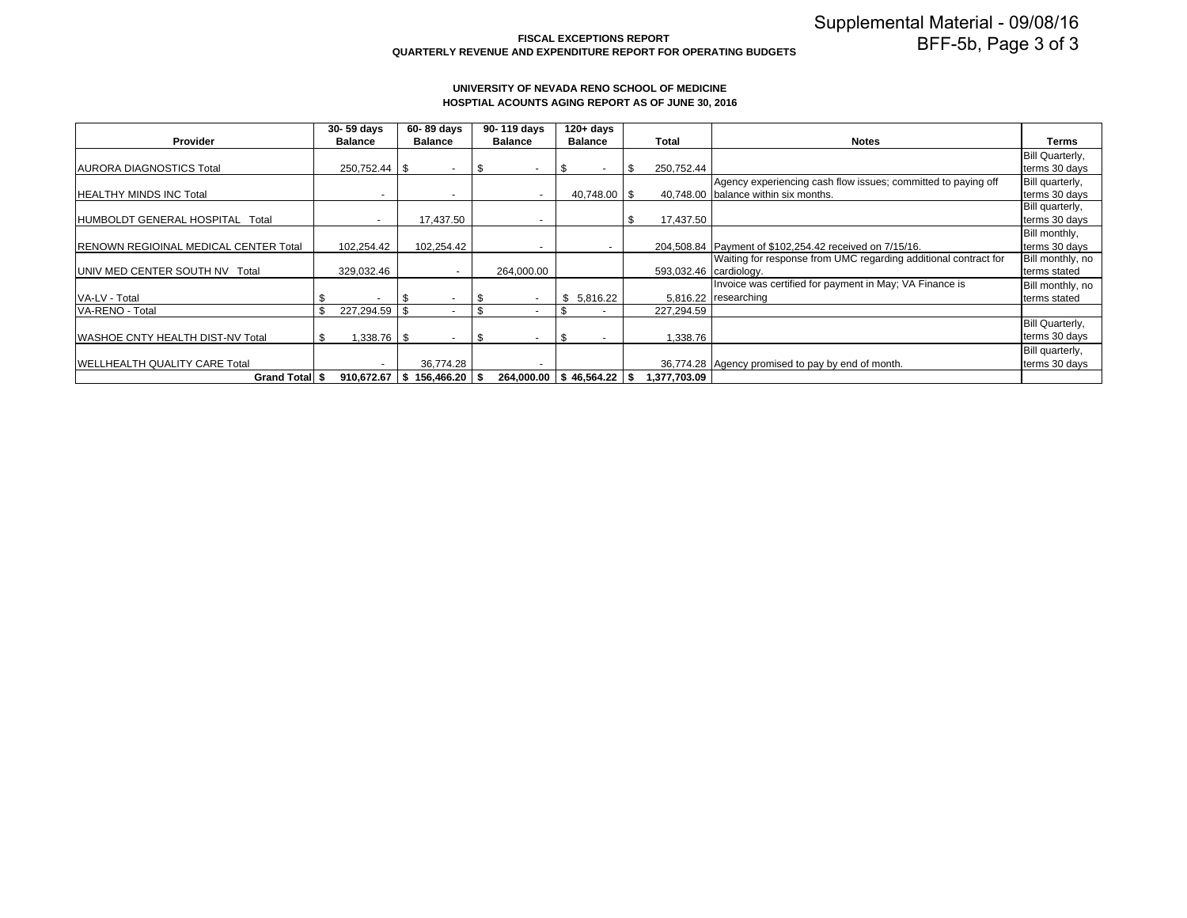Supplemental Material - 09/08/16
BFF-5b, Page 3 of 3

**FISCAL EXCEPTIONS REPORT**
**QUARTERLY REVENUE AND EXPENDITURE REPORT FOR OPERATING BUDGETS**

**UNIVERSITY OF NEVADA RENO SCHOOL OF MEDICINE**
**HOSPTIAL ACOUNTS AGING REPORT AS OF JUNE 30, 2016**

| Provider | 30- 59 days Balance | 60- 89 days Balance | 90- 119 days Balance | 120+ days Balance | Total | Notes | Terms |
|---|---|---|---|---|---|---|---|
| AURORA DIAGNOSTICS Total | 250,752.44 | $ - | $ - | $ - | $ 250,752.44 | | Bill Quarterly, terms 30 days |
| HEALTHY MINDS INC Total | - | - | - | 40,748.00 | $ 40,748.00 | Agency experiencing cash flow issues; committed to paying off balance within six months. | Bill quarterly, terms 30 days |
| HUMBOLDT GENERAL HOSPITAL Total | - | 17,437.50 | - | | $ 17,437.50 | | Bill quarterly, terms 30 days |
| RENOWN REGIOINAL MEDICAL CENTER Total | 102,254.42 | 102,254.42 | - | - | 204,508.84 | Payment of $102,254.42 received on 7/15/16. | Bill monthly, terms 30 days |
| UNIV MED CENTER SOUTH NV Total | 329,032.46 | - | 264,000.00 | | 593,032.46 | Waiting for response from UMC regarding additional contract for cardiology. | Bill monthly, no terms stated |
| VA-LV - Total | $ - | $ - | $ - | $ 5,816.22 | 5,816.22 | Invoice was certified for payment in May; VA Finance is researching | Bill monthly, no terms stated |
| VA-RENO - Total | $ 227,294.59 | $ - | $ - | $ - | 227,294.59 | | |
| WASHOE CNTY HEALTH DIST-NV Total | $ 1,338.76 | $ - | $ - | $ - | 1,338.76 | | Bill Quarterly, terms 30 days |
| WELLHEALTH QUALITY CARE Total | - | 36,774.28 | - | | 36,774.28 | Agency promised to pay by end of month. | Bill quarterly, terms 30 days |
| **Grand Total** | **$ 910,672.67** | **$ 156,466.20** | **$ 264,000.00** | **$ 46,564.22** | **$ 1,377,703.09** | | |